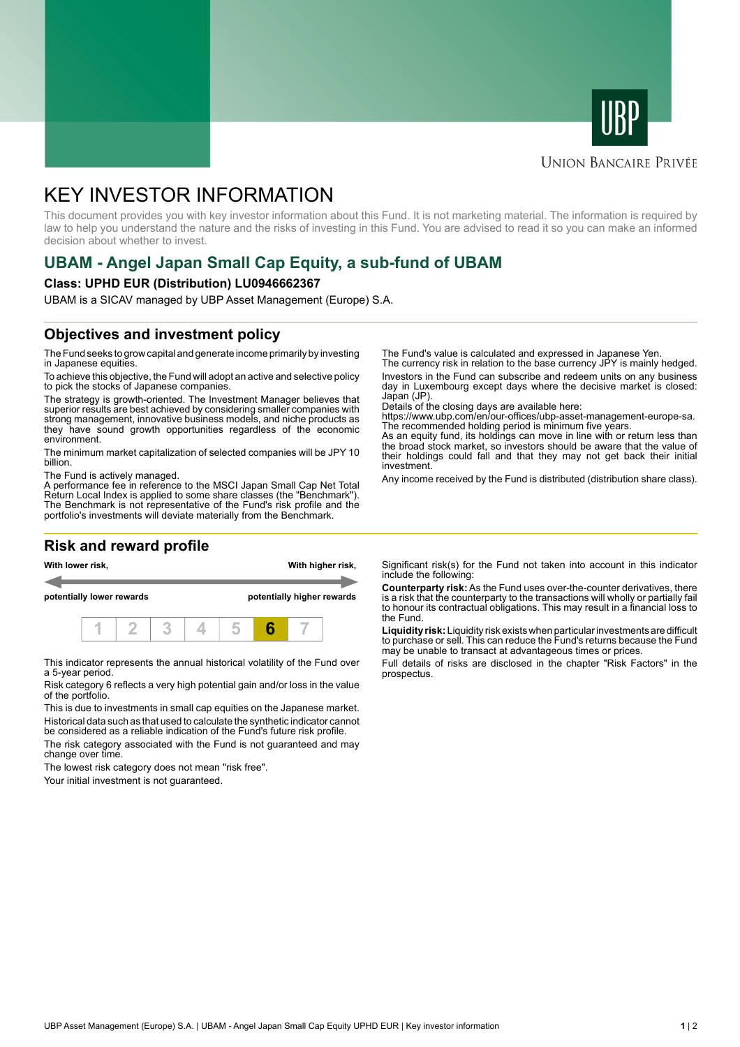Union Bancaire Privée

# KEY INVESTOR INFORMATION

This document provides you with key investor information about this Fund. It is not marketing material. The information is required by law to help you understand the nature and the risks of investing in this Fund. You are advised to read it so you can make an informed decision about whether to invest.

## UBAM - Angel Japan Small Cap Equity, a sub-fund of UBAM

**Class: UPHD EUR (Distribution) LU0946662367**

UBAM is a SICAV managed by UBP Asset Management (Europe) S.A.

## Objectives and investment policy

The Fund seeks to grow capital and generate income primarily by investing in Japanese equities.

To achieve this objective, the Fund will adopt an active and selective policy to pick the stocks of Japanese companies.

The strategy is growth-oriented. The Investment Manager believes that superior results are best achieved by considering smaller companies with strong management, innovative business models, and niche products as they have sound growth opportunities regardless of the economic environment.

The minimum market capitalization of selected companies will be JPY 10 billion.

The Fund is actively managed.
A performance fee in reference to the MSCI Japan Small Cap Net Total Return Local Index is applied to some share classes (the "Benchmark"). The Benchmark is not representative of the Fund's risk profile and the portfolio's investments will deviate materially from the Benchmark.

The Fund's value is calculated and expressed in Japanese Yen.
The currency risk in relation to the base currency JPY is mainly hedged.

Investors in the Fund can subscribe and redeem units on any business day in Luxembourg except days where the decisive market is closed: Japan (JP).
Details of the closing days are available here:
https://www.ubp.com/en/our-offices/ubp-asset-management-europe-sa.
The recommended holding period is minimum five years.
As an equity fund, its holdings can move in line with or return less than the broad stock market, so investors should be aware that the value of their holdings could fall and that they may not get back their initial investment.

Any income received by the Fund is distributed (distribution share class).

## Risk and reward profile

| With lower risk, potentially lower rewards | | | | | | With higher risk, potentially higher rewards |
|---|---|---|---|---|---|---|
| 1 | 2 | 3 | 4 | 5 | **6** | 7 |

This indicator represents the annual historical volatility of the Fund over a 5-year period.

Risk category 6 reflects a very high potential gain and/or loss in the value of the portfolio.

This is due to investments in small cap equities on the Japanese market.

Historical data such as that used to calculate the synthetic indicator cannot be considered as a reliable indication of the Fund's future risk profile.

The risk category associated with the Fund is not guaranteed and may change over time.

The lowest risk category does not mean "risk free".

Your initial investment is not guaranteed.

Significant risk(s) for the Fund not taken into account in this indicator include the following:

**Counterparty risk:** As the Fund uses over-the-counter derivatives, there is a risk that the counterparty to the transactions will wholly or partially fail to honour its contractual obligations. This may result in a financial loss to the Fund.

**Liquidity risk:** Liquidity risk exists when particular investments are difficult to purchase or sell. This can reduce the Fund's returns because the Fund may be unable to transact at advantageous times or prices.

Full details of risks are disclosed in the chapter "Risk Factors" in the prospectus.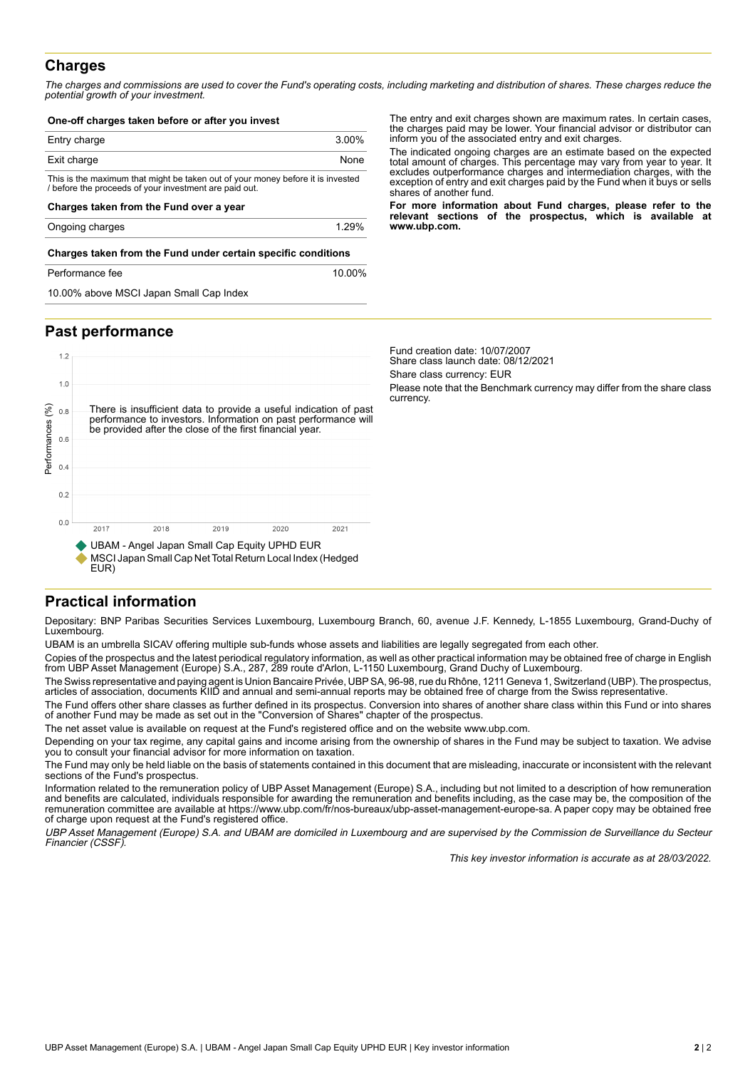## Charges

*The charges and commissions are used to cover the Fund's operating costs, including marketing and distribution of shares. These charges reduce the potential growth of your investment.*

| | |
|---|---|
| **One-off charges taken before or after you invest** | |
| Entry charge | 3.00% |
| Exit charge | None |

This is the maximum that might be taken out of your money before it is invested / before the proceeds of your investment are paid out.

| | |
|---|---|
| **Charges taken from the Fund over a year** | |
| Ongoing charges | 1.29% |

| | |
|---|---|
| **Charges taken from the Fund under certain specific conditions** | |
| Performance fee | 10.00% |

10.00% above MSCI Japan Small Cap Index

The entry and exit charges shown are maximum rates. In certain cases, the charges paid may be lower. Your financial advisor or distributor can inform you of the associated entry and exit charges.

The indicated ongoing charges are an estimate based on the expected total amount of charges. This percentage may vary from year to year. It excludes outperformance charges and intermediation charges, with the exception of entry and exit charges paid by the Fund when it buys or sells shares of another fund.

**For more information about Fund charges, please refer to the relevant sections of the prospectus, which is available at www.ubp.com.**

## Past performance

Performances (%)

1.2
1.0
0.8
0.6
0.4
0.2
0.0

2017 2018 2019 2020 2021

There is insufficient data to provide a useful indication of past performance to investors. Information on past performance will be provided after the close of the first financial year.

UBAM - Angel Japan Small Cap Equity UPHD EUR
MSCI Japan Small Cap Net Total Return Local Index (Hedged EUR)

Fund creation date: 10/07/2007
Share class launch date: 08/12/2021

Share class currency: EUR

Please note that the Benchmark currency may differ from the share class currency.

## Practical information

Depositary: BNP Paribas Securities Services Luxembourg, Luxembourg Branch, 60, avenue J.F. Kennedy, L-1855 Luxembourg, Grand-Duchy of Luxembourg.

UBAM is an umbrella SICAV offering multiple sub-funds whose assets and liabilities are legally segregated from each other.

Copies of the prospectus and the latest periodical regulatory information, as well as other practical information may be obtained free of charge in English from UBP Asset Management (Europe) S.A., 287, 289 route d'Arlon, L-1150 Luxembourg, Grand Duchy of Luxembourg.

The Swiss representative and paying agent is Union Bancaire Privée, UBP SA, 96-98, rue du Rhône, 1211 Geneva 1, Switzerland (UBP). The prospectus, articles of association, documents KIID and annual and semi-annual reports may be obtained free of charge from the Swiss representative.

The Fund offers other share classes as further defined in its prospectus. Conversion into shares of another share class within this Fund or into shares of another Fund may be made as set out in the "Conversion of Shares" chapter of the prospectus.

The net asset value is available on request at the Fund's registered office and on the website www.ubp.com.

Depending on your tax regime, any capital gains and income arising from the ownership of shares in the Fund may be subject to taxation. We advise you to consult your financial advisor for more information on taxation.

The Fund may only be held liable on the basis of statements contained in this document that are misleading, inaccurate or inconsistent with the relevant sections of the Fund's prospectus.

Information related to the remuneration policy of UBP Asset Management (Europe) S.A., including but not limited to a description of how remuneration and benefits are calculated, individuals responsible for awarding the remuneration and benefits including, as the case may be, the composition of the remuneration committee are available at https://www.ubp.com/fr/nos-bureaux/ubp-asset-management-europe-sa. A paper copy may be obtained free of charge upon request at the Fund's registered office.

*UBP Asset Management (Europe) S.A. and UBAM are domiciled in Luxembourg and are supervised by the Commission de Surveillance du Secteur Financier (CSSF).*

*This key investor information is accurate as at 28/03/2022.*